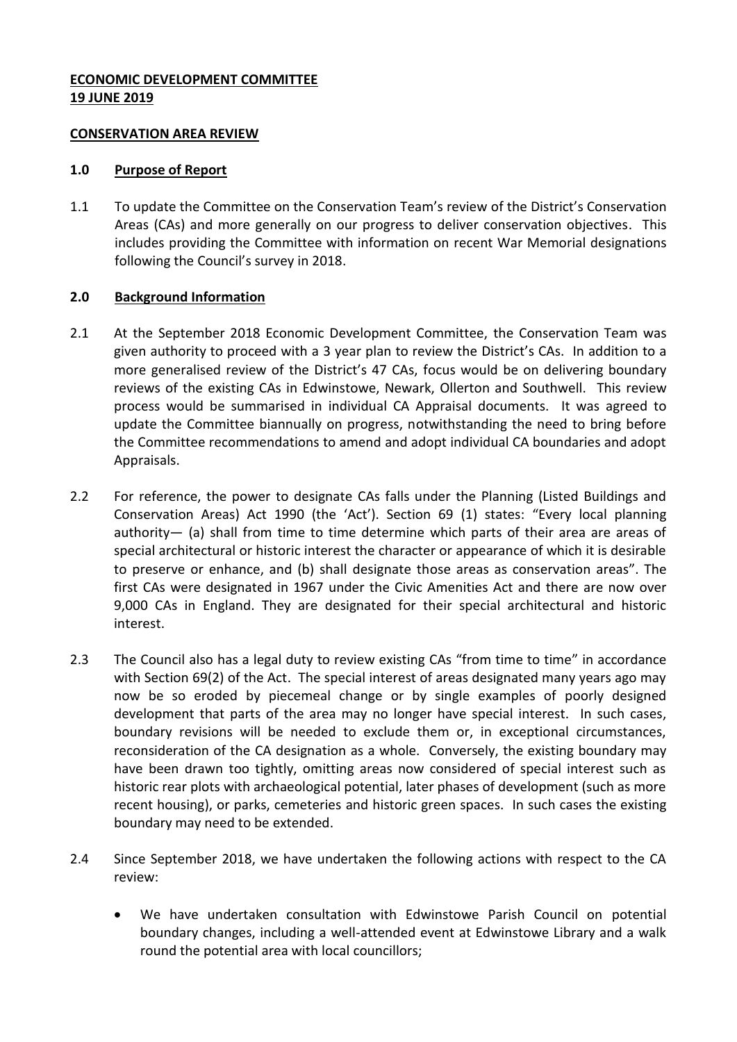**ECONOMIC DEVELOPMENT COMMITTEE**
**19 JUNE 2019**

**CONSERVATION AREA REVIEW**

## 1.0 Purpose of Report

1.1 To update the Committee on the Conservation Team's review of the District's Conservation Areas (CAs) and more generally on our progress to deliver conservation objectives. This includes providing the Committee with information on recent War Memorial designations following the Council's survey in 2018.

## 2.0 Background Information

2.1 At the September 2018 Economic Development Committee, the Conservation Team was given authority to proceed with a 3 year plan to review the District's CAs. In addition to a more generalised review of the District's 47 CAs, focus would be on delivering boundary reviews of the existing CAs in Edwinstowe, Newark, Ollerton and Southwell. This review process would be summarised in individual CA Appraisal documents. It was agreed to update the Committee biannually on progress, notwithstanding the need to bring before the Committee recommendations to amend and adopt individual CA boundaries and adopt Appraisals.

2.2 For reference, the power to designate CAs falls under the Planning (Listed Buildings and Conservation Areas) Act 1990 (the 'Act'). Section 69 (1) states: "Every local planning authority— (a) shall from time to time determine which parts of their area are areas of special architectural or historic interest the character or appearance of which it is desirable to preserve or enhance, and (b) shall designate those areas as conservation areas". The first CAs were designated in 1967 under the Civic Amenities Act and there are now over 9,000 CAs in England. They are designated for their special architectural and historic interest.

2.3 The Council also has a legal duty to review existing CAs "from time to time" in accordance with Section 69(2) of the Act. The special interest of areas designated many years ago may now be so eroded by piecemeal change or by single examples of poorly designed development that parts of the area may no longer have special interest. In such cases, boundary revisions will be needed to exclude them or, in exceptional circumstances, reconsideration of the CA designation as a whole. Conversely, the existing boundary may have been drawn too tightly, omitting areas now considered of special interest such as historic rear plots with archaeological potential, later phases of development (such as more recent housing), or parks, cemeteries and historic green spaces. In such cases the existing boundary may need to be extended.

2.4 Since September 2018, we have undertaken the following actions with respect to the CA review:

- We have undertaken consultation with Edwinstowe Parish Council on potential boundary changes, including a well-attended event at Edwinstowe Library and a walk round the potential area with local councillors;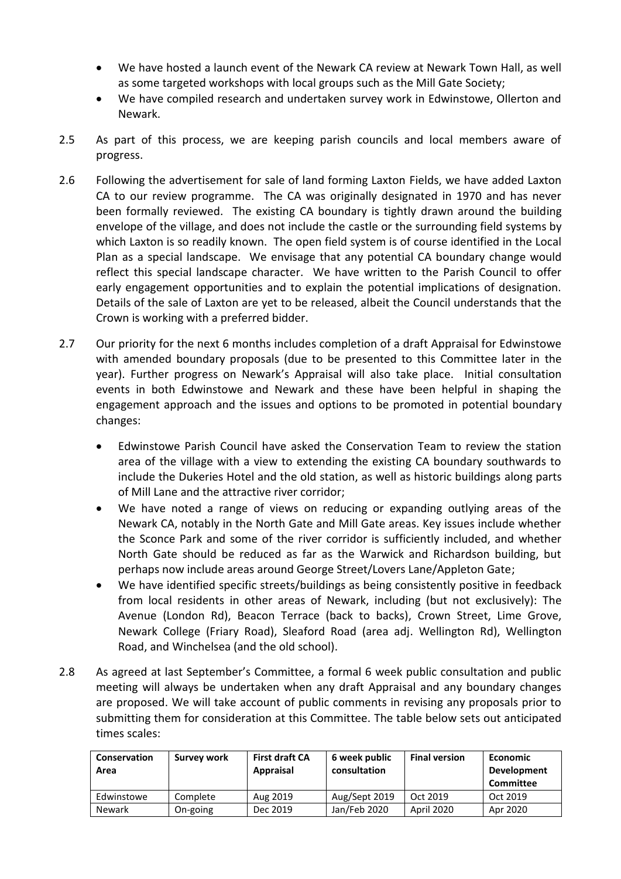- We have hosted a launch event of the Newark CA review at Newark Town Hall, as well as some targeted workshops with local groups such as the Mill Gate Society;
- We have compiled research and undertaken survey work in Edwinstowe, Ollerton and Newark.

2.5 As part of this process, we are keeping parish councils and local members aware of progress.

2.6 Following the advertisement for sale of land forming Laxton Fields, we have added Laxton CA to our review programme. The CA was originally designated in 1970 and has never been formally reviewed. The existing CA boundary is tightly drawn around the building envelope of the village, and does not include the castle or the surrounding field systems by which Laxton is so readily known. The open field system is of course identified in the Local Plan as a special landscape. We envisage that any potential CA boundary change would reflect this special landscape character. We have written to the Parish Council to offer early engagement opportunities and to explain the potential implications of designation. Details of the sale of Laxton are yet to be released, albeit the Council understands that the Crown is working with a preferred bidder.

2.7 Our priority for the next 6 months includes completion of a draft Appraisal for Edwinstowe with amended boundary proposals (due to be presented to this Committee later in the year). Further progress on Newark's Appraisal will also take place. Initial consultation events in both Edwinstowe and Newark and these have been helpful in shaping the engagement approach and the issues and options to be promoted in potential boundary changes:

- Edwinstowe Parish Council have asked the Conservation Team to review the station area of the village with a view to extending the existing CA boundary southwards to include the Dukeries Hotel and the old station, as well as historic buildings along parts of Mill Lane and the attractive river corridor;
- We have noted a range of views on reducing or expanding outlying areas of the Newark CA, notably in the North Gate and Mill Gate areas. Key issues include whether the Sconce Park and some of the river corridor is sufficiently included, and whether North Gate should be reduced as far as the Warwick and Richardson building, but perhaps now include areas around George Street/Lovers Lane/Appleton Gate;
- We have identified specific streets/buildings as being consistently positive in feedback from local residents in other areas of Newark, including (but not exclusively): The Avenue (London Rd), Beacon Terrace (back to backs), Crown Street, Lime Grove, Newark College (Friary Road), Sleaford Road (area adj. Wellington Rd), Wellington Road, and Winchelsea (and the old school).

2.8 As agreed at last September's Committee, a formal 6 week public consultation and public meeting will always be undertaken when any draft Appraisal and any boundary changes are proposed. We will take account of public comments in revising any proposals prior to submitting them for consideration at this Committee. The table below sets out anticipated times scales:

| Conservation Area | Survey work | First draft CA Appraisal | 6 week public consultation | Final version | Economic Development Committee |
|---|---|---|---|---|---|
| Edwinstowe | Complete | Aug 2019 | Aug/Sept 2019 | Oct 2019 | Oct 2019 |
| Newark | On-going | Dec 2019 | Jan/Feb 2020 | April 2020 | Apr 2020 |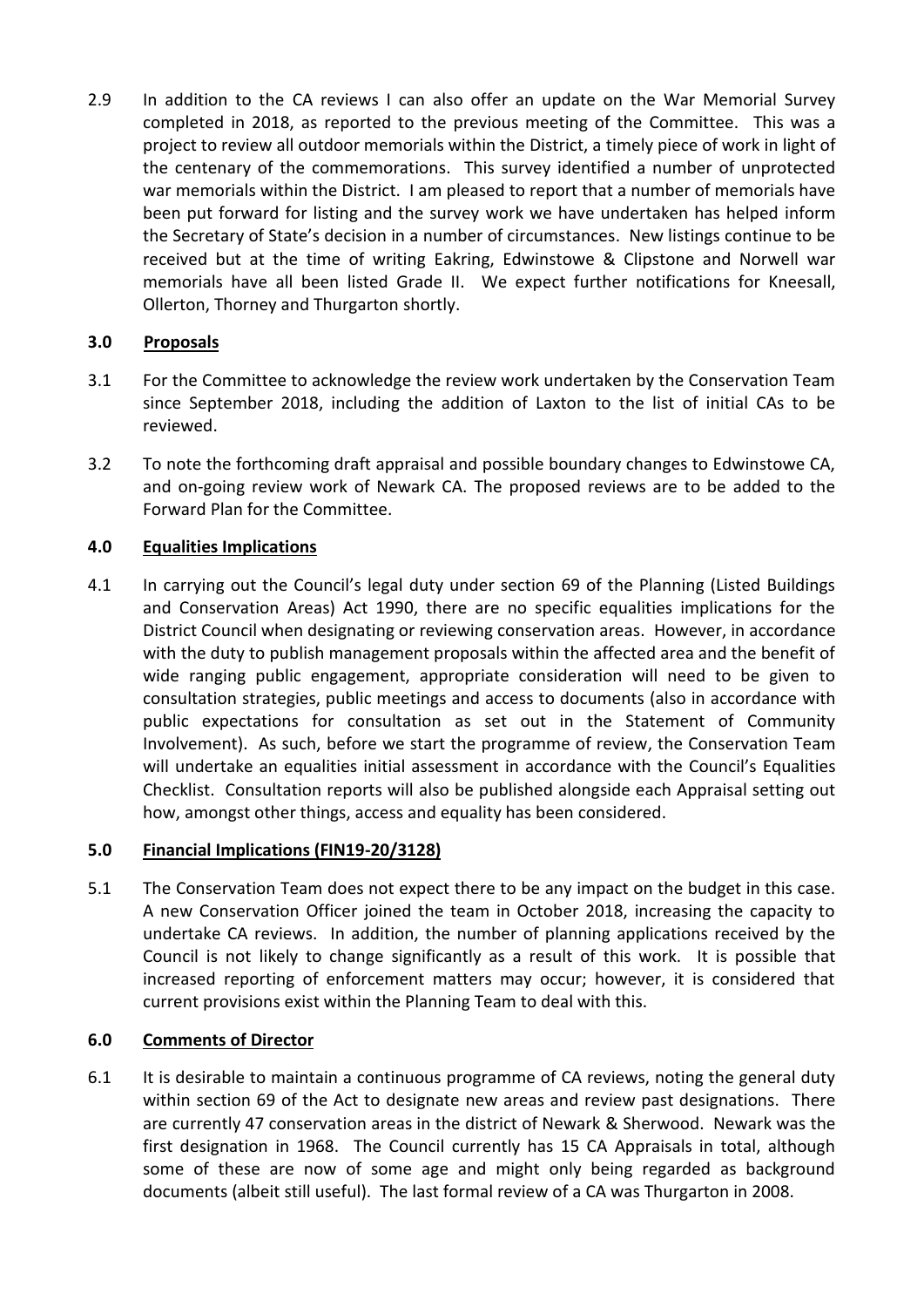2.9 In addition to the CA reviews I can also offer an update on the War Memorial Survey completed in 2018, as reported to the previous meeting of the Committee. This was a project to review all outdoor memorials within the District, a timely piece of work in light of the centenary of the commemorations. This survey identified a number of unprotected war memorials within the District. I am pleased to report that a number of memorials have been put forward for listing and the survey work we have undertaken has helped inform the Secretary of State's decision in a number of circumstances. New listings continue to be received but at the time of writing Eakring, Edwinstowe & Clipstone and Norwell war memorials have all been listed Grade II. We expect further notifications for Kneesall, Ollerton, Thorney and Thurgarton shortly.

## 3.0 Proposals

3.1 For the Committee to acknowledge the review work undertaken by the Conservation Team since September 2018, including the addition of Laxton to the list of initial CAs to be reviewed.

3.2 To note the forthcoming draft appraisal and possible boundary changes to Edwinstowe CA, and on-going review work of Newark CA. The proposed reviews are to be added to the Forward Plan for the Committee.

## 4.0 Equalities Implications

4.1 In carrying out the Council's legal duty under section 69 of the Planning (Listed Buildings and Conservation Areas) Act 1990, there are no specific equalities implications for the District Council when designating or reviewing conservation areas. However, in accordance with the duty to publish management proposals within the affected area and the benefit of wide ranging public engagement, appropriate consideration will need to be given to consultation strategies, public meetings and access to documents (also in accordance with public expectations for consultation as set out in the Statement of Community Involvement). As such, before we start the programme of review, the Conservation Team will undertake an equalities initial assessment in accordance with the Council's Equalities Checklist. Consultation reports will also be published alongside each Appraisal setting out how, amongst other things, access and equality has been considered.

## 5.0 Financial Implications (FIN19-20/3128)

5.1 The Conservation Team does not expect there to be any impact on the budget in this case. A new Conservation Officer joined the team in October 2018, increasing the capacity to undertake CA reviews. In addition, the number of planning applications received by the Council is not likely to change significantly as a result of this work. It is possible that increased reporting of enforcement matters may occur; however, it is considered that current provisions exist within the Planning Team to deal with this.

## 6.0 Comments of Director

6.1 It is desirable to maintain a continuous programme of CA reviews, noting the general duty within section 69 of the Act to designate new areas and review past designations. There are currently 47 conservation areas in the district of Newark & Sherwood. Newark was the first designation in 1968. The Council currently has 15 CA Appraisals in total, although some of these are now of some age and might only being regarded as background documents (albeit still useful). The last formal review of a CA was Thurgarton in 2008.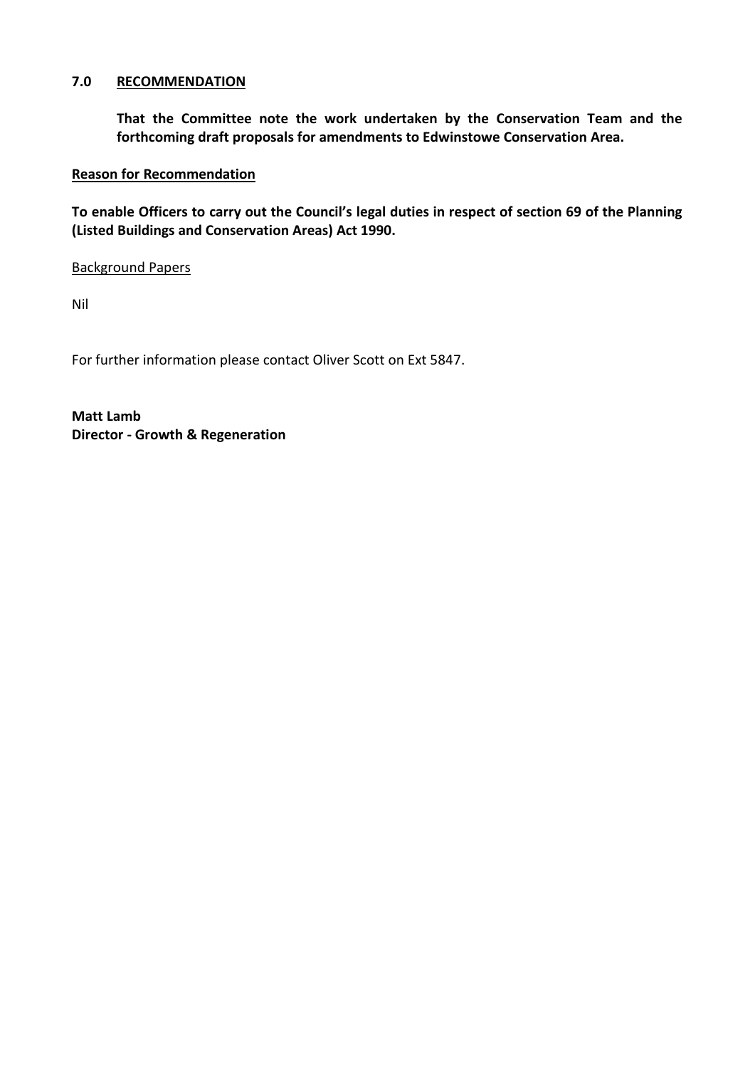## 7.0 RECOMMENDATION

**That the Committee note the work undertaken by the Conservation Team and the forthcoming draft proposals for amendments to Edwinstowe Conservation Area.**

### Reason for Recommendation

**To enable Officers to carry out the Council's legal duties in respect of section 69 of the Planning (Listed Buildings and Conservation Areas) Act 1990.**

Background Papers

Nil

For further information please contact Oliver Scott on Ext 5847.

**Matt Lamb**
**Director - Growth & Regeneration**